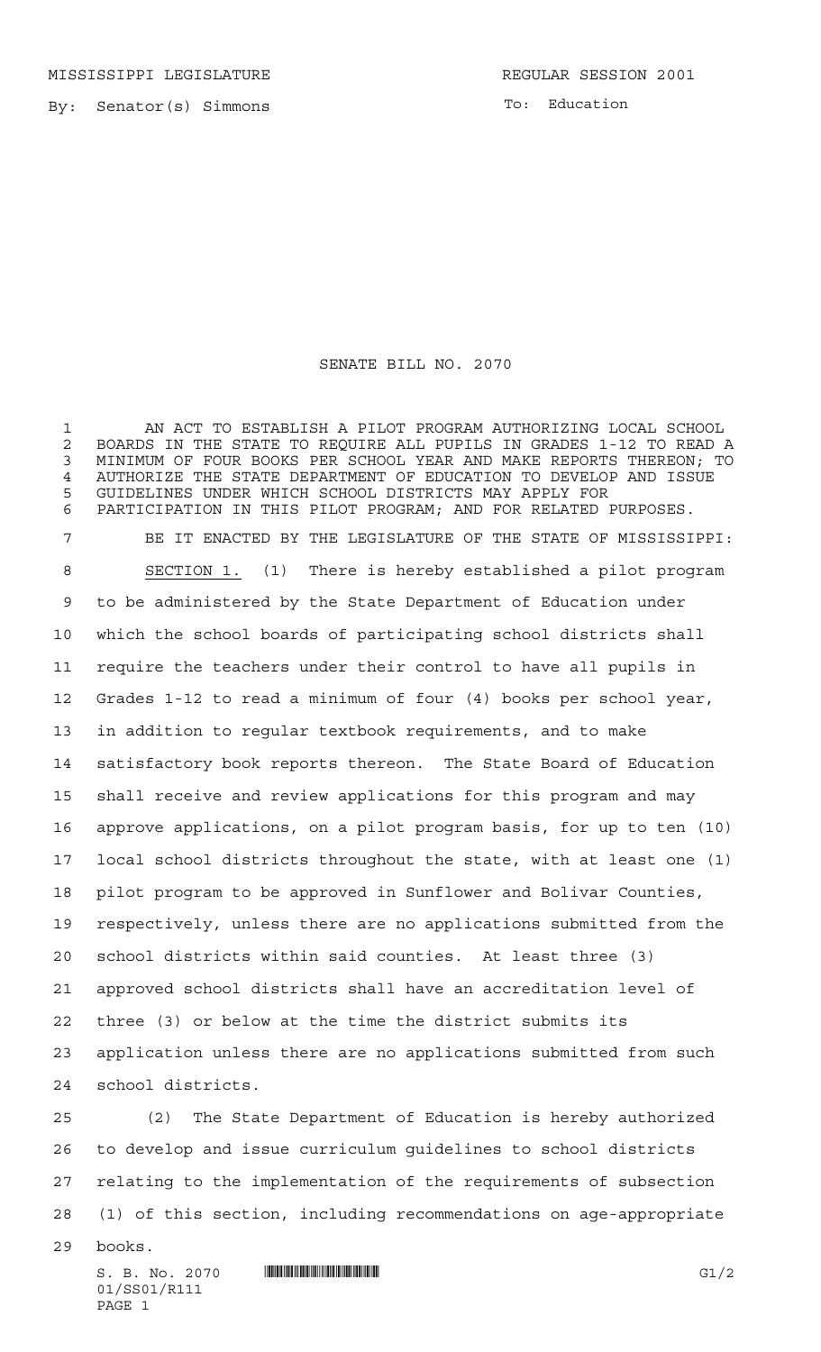MISSISSIPPI LEGISLATURE REGULAR SESSION 2001

By: Senator(s) Simmons

To: Education

# SENATE BILL NO. 2070

AN ACT TO ESTABLISH A PILOT PROGRAM AUTHORIZING LOCAL SCHOOL BOARDS IN THE STATE TO REQUIRE ALL PUPILS IN GRADES 1-12 TO READ A MINIMUM OF FOUR BOOKS PER SCHOOL YEAR AND MAKE REPORTS THEREON; TO AUTHORIZE THE STATE DEPARTMENT OF EDUCATION TO DEVELOP AND ISSUE GUIDELINES UNDER WHICH SCHOOL DISTRICTS MAY APPLY FOR PARTICIPATION IN THIS PILOT PROGRAM; AND FOR RELATED PURPOSES.

BE IT ENACTED BY THE LEGISLATURE OF THE STATE OF MISSISSIPPI:

SECTION 1. (1) There is hereby established a pilot program to be administered by the State Department of Education under which the school boards of participating school districts shall require the teachers under their control to have all pupils in Grades 1-12 to read a minimum of four (4) books per school year, in addition to regular textbook requirements, and to make satisfactory book reports thereon. The State Board of Education shall receive and review applications for this program and may approve applications, on a pilot program basis, for up to ten (10) local school districts throughout the state, with at least one (1) pilot program to be approved in Sunflower and Bolivar Counties, respectively, unless there are no applications submitted from the school districts within said counties. At least three (3) approved school districts shall have an accreditation level of three (3) or below at the time the district submits its application unless there are no applications submitted from such school districts.

(2) The State Department of Education is hereby authorized to develop and issue curriculum guidelines to school districts relating to the implementation of the requirements of subsection (1) of this section, including recommendations on age-appropriate books.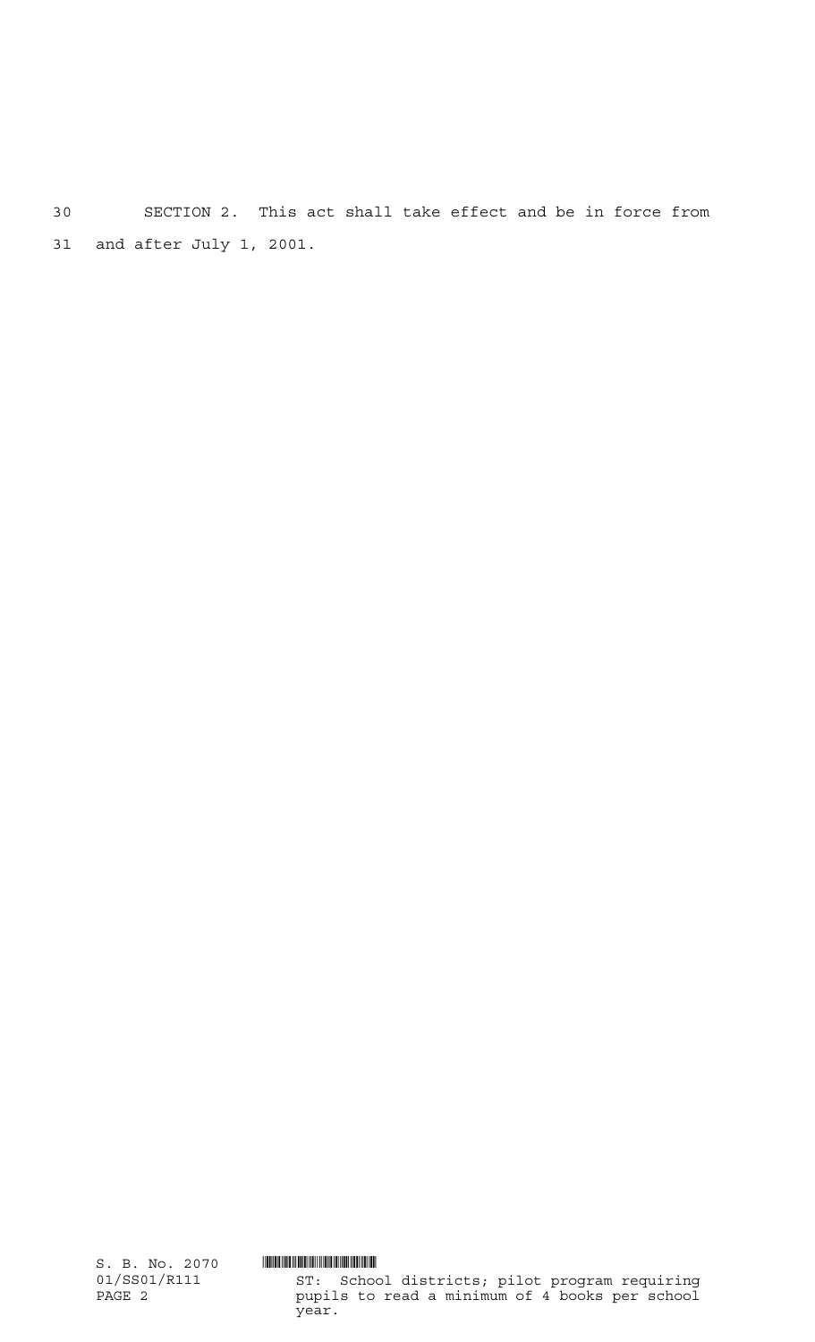30 SECTION 2. This act shall take effect and be in force from

31 and after July 1, 2001.

S. B. No. 2070
01/SS01/R111
ST: School districts; pilot program requiring pupils to read a minimum of 4 books per school year.